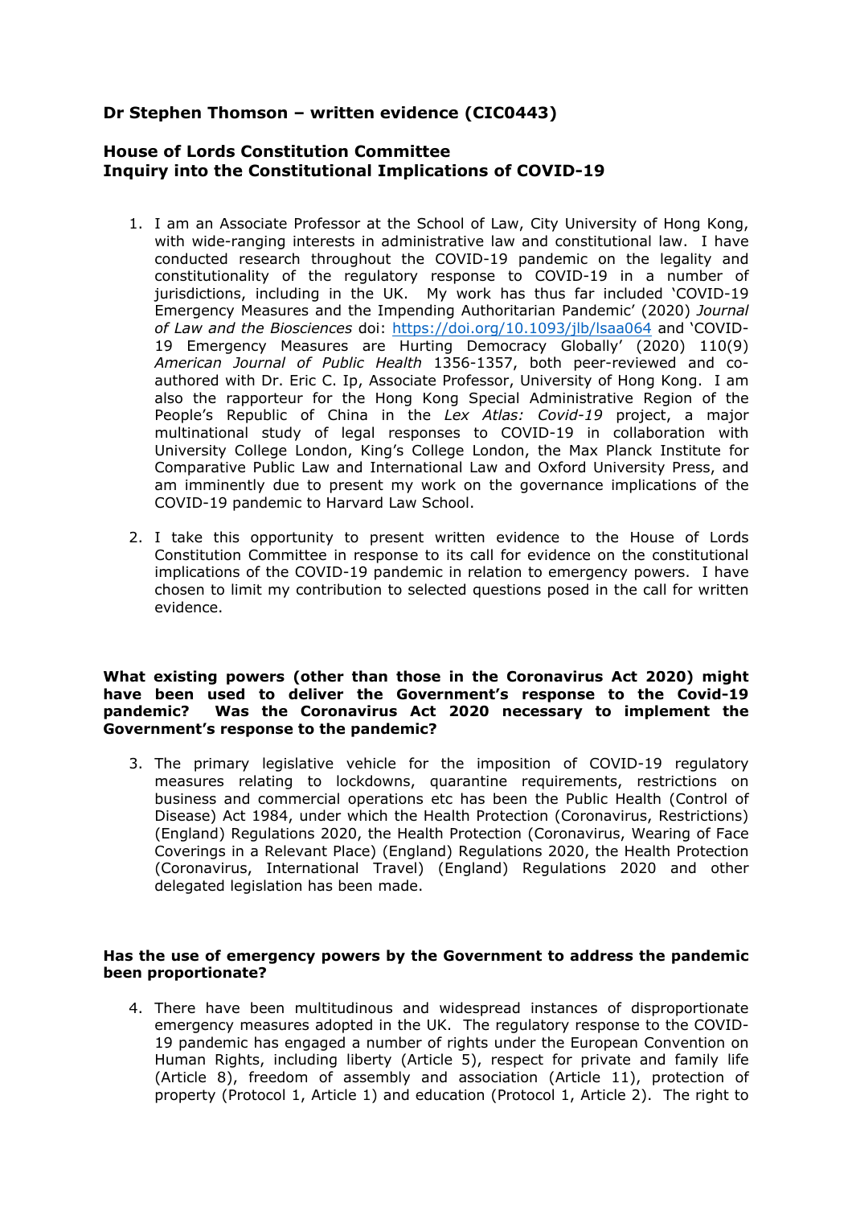# Dr Stephen Thomson – written evidence (CIC0443)

## House of Lords Constitution Committee
## Inquiry into the Constitutional Implications of COVID-19

1. I am an Associate Professor at the School of Law, City University of Hong Kong, with wide-ranging interests in administrative law and constitutional law. I have conducted research throughout the COVID-19 pandemic on the legality and constitutionality of the regulatory response to COVID-19 in a number of jurisdictions, including in the UK. My work has thus far included 'COVID-19 Emergency Measures and the Impending Authoritarian Pandemic' (2020) *Journal of Law and the Biosciences* doi: https://doi.org/10.1093/jlb/lsaa064 and 'COVID-19 Emergency Measures are Hurting Democracy Globally' (2020) 110(9) *American Journal of Public Health* 1356-1357, both peer-reviewed and co-authored with Dr. Eric C. Ip, Associate Professor, University of Hong Kong. I am also the rapporteur for the Hong Kong Special Administrative Region of the People's Republic of China in the *Lex Atlas: Covid-19* project, a major multinational study of legal responses to COVID-19 in collaboration with University College London, King's College London, the Max Planck Institute for Comparative Public Law and International Law and Oxford University Press, and am imminently due to present my work on the governance implications of the COVID-19 pandemic to Harvard Law School.

2. I take this opportunity to present written evidence to the House of Lords Constitution Committee in response to its call for evidence on the constitutional implications of the COVID-19 pandemic in relation to emergency powers. I have chosen to limit my contribution to selected questions posed in the call for written evidence.

**What existing powers (other than those in the Coronavirus Act 2020) might have been used to deliver the Government's response to the Covid-19 pandemic? Was the Coronavirus Act 2020 necessary to implement the Government's response to the pandemic?**

3. The primary legislative vehicle for the imposition of COVID-19 regulatory measures relating to lockdowns, quarantine requirements, restrictions on business and commercial operations etc has been the Public Health (Control of Disease) Act 1984, under which the Health Protection (Coronavirus, Restrictions) (England) Regulations 2020, the Health Protection (Coronavirus, Wearing of Face Coverings in a Relevant Place) (England) Regulations 2020, the Health Protection (Coronavirus, International Travel) (England) Regulations 2020 and other delegated legislation has been made.

**Has the use of emergency powers by the Government to address the pandemic been proportionate?**

4. There have been multitudinous and widespread instances of disproportionate emergency measures adopted in the UK. The regulatory response to the COVID-19 pandemic has engaged a number of rights under the European Convention on Human Rights, including liberty (Article 5), respect for private and family life (Article 8), freedom of assembly and association (Article 11), protection of property (Protocol 1, Article 1) and education (Protocol 1, Article 2). The right to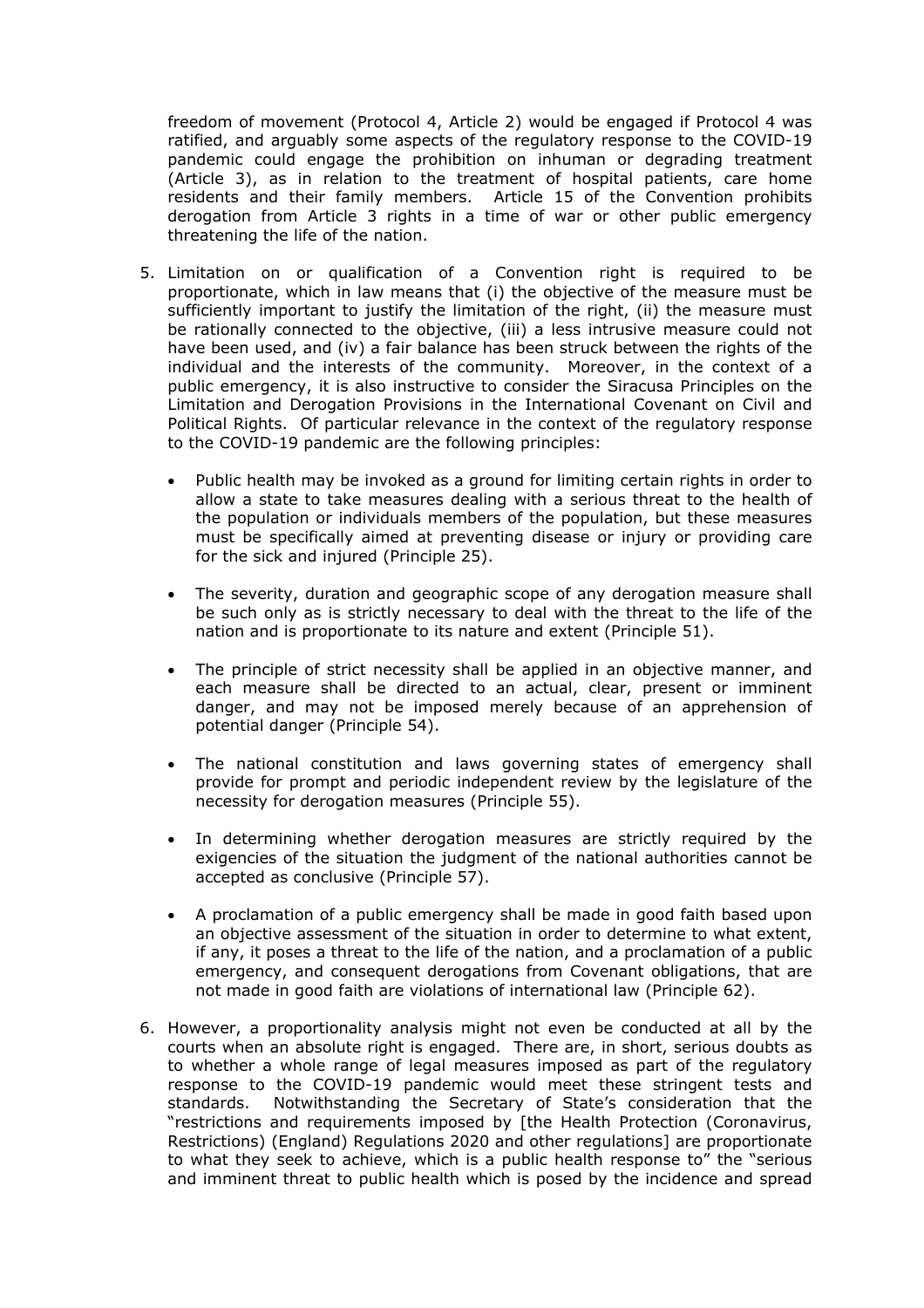freedom of movement (Protocol 4, Article 2) would be engaged if Protocol 4 was ratified, and arguably some aspects of the regulatory response to the COVID-19 pandemic could engage the prohibition on inhuman or degrading treatment (Article 3), as in relation to the treatment of hospital patients, care home residents and their family members. Article 15 of the Convention prohibits derogation from Article 3 rights in a time of war or other public emergency threatening the life of the nation.

5. Limitation on or qualification of a Convention right is required to be proportionate, which in law means that (i) the objective of the measure must be sufficiently important to justify the limitation of the right, (ii) the measure must be rationally connected to the objective, (iii) a less intrusive measure could not have been used, and (iv) a fair balance has been struck between the rights of the individual and the interests of the community. Moreover, in the context of a public emergency, it is also instructive to consider the Siracusa Principles on the Limitation and Derogation Provisions in the International Covenant on Civil and Political Rights. Of particular relevance in the context of the regulatory response to the COVID-19 pandemic are the following principles:

   - Public health may be invoked as a ground for limiting certain rights in order to allow a state to take measures dealing with a serious threat to the health of the population or individuals members of the population, but these measures must be specifically aimed at preventing disease or injury or providing care for the sick and injured (Principle 25).

   - The severity, duration and geographic scope of any derogation measure shall be such only as is strictly necessary to deal with the threat to the life of the nation and is proportionate to its nature and extent (Principle 51).

   - The principle of strict necessity shall be applied in an objective manner, and each measure shall be directed to an actual, clear, present or imminent danger, and may not be imposed merely because of an apprehension of potential danger (Principle 54).

   - The national constitution and laws governing states of emergency shall provide for prompt and periodic independent review by the legislature of the necessity for derogation measures (Principle 55).

   - In determining whether derogation measures are strictly required by the exigencies of the situation the judgment of the national authorities cannot be accepted as conclusive (Principle 57).

   - A proclamation of a public emergency shall be made in good faith based upon an objective assessment of the situation in order to determine to what extent, if any, it poses a threat to the life of the nation, and a proclamation of a public emergency, and consequent derogations from Covenant obligations, that are not made in good faith are violations of international law (Principle 62).

6. However, a proportionality analysis might not even be conducted at all by the courts when an absolute right is engaged. There are, in short, serious doubts as to whether a whole range of legal measures imposed as part of the regulatory response to the COVID-19 pandemic would meet these stringent tests and standards. Notwithstanding the Secretary of State's consideration that the "restrictions and requirements imposed by [the Health Protection (Coronavirus, Restrictions) (England) Regulations 2020 and other regulations] are proportionate to what they seek to achieve, which is a public health response to" the "serious and imminent threat to public health which is posed by the incidence and spread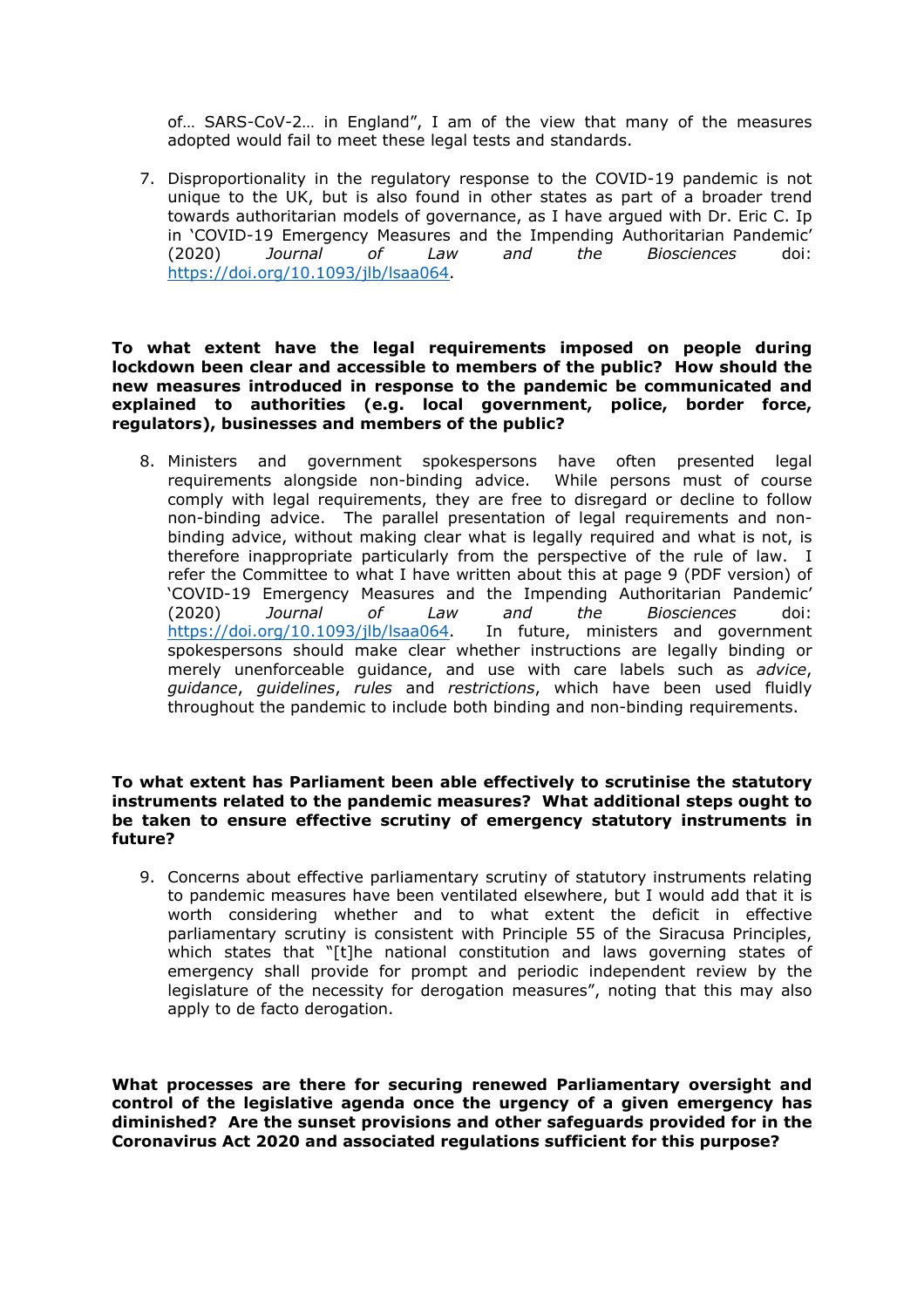of… SARS-CoV-2… in England", I am of the view that many of the measures adopted would fail to meet these legal tests and standards.

7. Disproportionality in the regulatory response to the COVID-19 pandemic is not unique to the UK, but is also found in other states as part of a broader trend towards authoritarian models of governance, as I have argued with Dr. Eric C. Ip in 'COVID-19 Emergency Measures and the Impending Authoritarian Pandemic' (2020) *Journal of Law and the Biosciences* doi: https://doi.org/10.1093/jlb/lsaa064.

**To what extent have the legal requirements imposed on people during lockdown been clear and accessible to members of the public? How should the new measures introduced in response to the pandemic be communicated and explained to authorities (e.g. local government, police, border force, regulators), businesses and members of the public?**

8. Ministers and government spokespersons have often presented legal requirements alongside non-binding advice. While persons must of course comply with legal requirements, they are free to disregard or decline to follow non-binding advice. The parallel presentation of legal requirements and non-binding advice, without making clear what is legally required and what is not, is therefore inappropriate particularly from the perspective of the rule of law. I refer the Committee to what I have written about this at page 9 (PDF version) of 'COVID-19 Emergency Measures and the Impending Authoritarian Pandemic' (2020) *Journal of Law and the Biosciences* doi: https://doi.org/10.1093/jlb/lsaa064. In future, ministers and government spokespersons should make clear whether instructions are legally binding or merely unenforceable guidance, and use with care labels such as *advice*, *guidance*, *guidelines*, *rules* and *restrictions*, which have been used fluidly throughout the pandemic to include both binding and non-binding requirements.

**To what extent has Parliament been able effectively to scrutinise the statutory instruments related to the pandemic measures? What additional steps ought to be taken to ensure effective scrutiny of emergency statutory instruments in future?**

9. Concerns about effective parliamentary scrutiny of statutory instruments relating to pandemic measures have been ventilated elsewhere, but I would add that it is worth considering whether and to what extent the deficit in effective parliamentary scrutiny is consistent with Principle 55 of the Siracusa Principles, which states that "[t]he national constitution and laws governing states of emergency shall provide for prompt and periodic independent review by the legislature of the necessity for derogation measures", noting that this may also apply to de facto derogation.

**What processes are there for securing renewed Parliamentary oversight and control of the legislative agenda once the urgency of a given emergency has diminished? Are the sunset provisions and other safeguards provided for in the Coronavirus Act 2020 and associated regulations sufficient for this purpose?**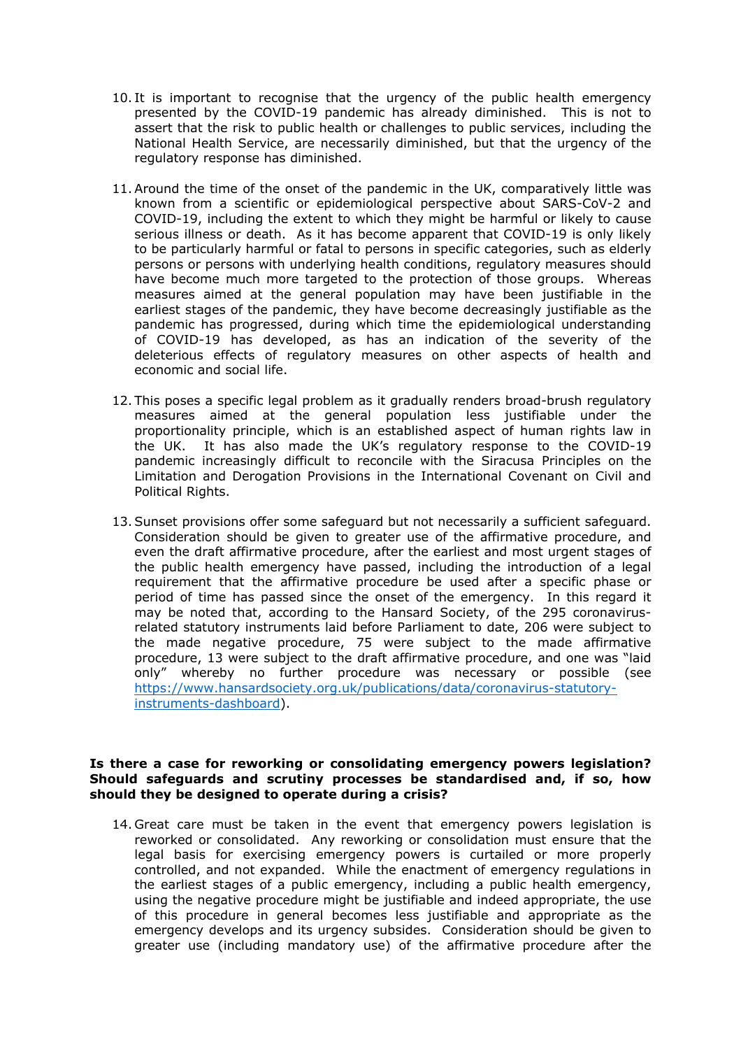10. It is important to recognise that the urgency of the public health emergency presented by the COVID-19 pandemic has already diminished. This is not to assert that the risk to public health or challenges to public services, including the National Health Service, are necessarily diminished, but that the urgency of the regulatory response has diminished.

11. Around the time of the onset of the pandemic in the UK, comparatively little was known from a scientific or epidemiological perspective about SARS-CoV-2 and COVID-19, including the extent to which they might be harmful or likely to cause serious illness or death. As it has become apparent that COVID-19 is only likely to be particularly harmful or fatal to persons in specific categories, such as elderly persons or persons with underlying health conditions, regulatory measures should have become much more targeted to the protection of those groups. Whereas measures aimed at the general population may have been justifiable in the earliest stages of the pandemic, they have become decreasingly justifiable as the pandemic has progressed, during which time the epidemiological understanding of COVID-19 has developed, as has an indication of the severity of the deleterious effects of regulatory measures on other aspects of health and economic and social life.

12. This poses a specific legal problem as it gradually renders broad-brush regulatory measures aimed at the general population less justifiable under the proportionality principle, which is an established aspect of human rights law in the UK. It has also made the UK's regulatory response to the COVID-19 pandemic increasingly difficult to reconcile with the Siracusa Principles on the Limitation and Derogation Provisions in the International Covenant on Civil and Political Rights.

13. Sunset provisions offer some safeguard but not necessarily a sufficient safeguard. Consideration should be given to greater use of the affirmative procedure, and even the draft affirmative procedure, after the earliest and most urgent stages of the public health emergency have passed, including the introduction of a legal requirement that the affirmative procedure be used after a specific phase or period of time has passed since the onset of the emergency. In this regard it may be noted that, according to the Hansard Society, of the 295 coronavirus-related statutory instruments laid before Parliament to date, 206 were subject to the made negative procedure, 75 were subject to the made affirmative procedure, 13 were subject to the draft affirmative procedure, and one was "laid only" whereby no further procedure was necessary or possible (see https://www.hansardsociety.org.uk/publications/data/coronavirus-statutory-instruments-dashboard).

**Is there a case for reworking or consolidating emergency powers legislation? Should safeguards and scrutiny processes be standardised and, if so, how should they be designed to operate during a crisis?**

14. Great care must be taken in the event that emergency powers legislation is reworked or consolidated. Any reworking or consolidation must ensure that the legal basis for exercising emergency powers is curtailed or more properly controlled, and not expanded. While the enactment of emergency regulations in the earliest stages of a public emergency, including a public health emergency, using the negative procedure might be justifiable and indeed appropriate, the use of this procedure in general becomes less justifiable and appropriate as the emergency develops and its urgency subsides. Consideration should be given to greater use (including mandatory use) of the affirmative procedure after the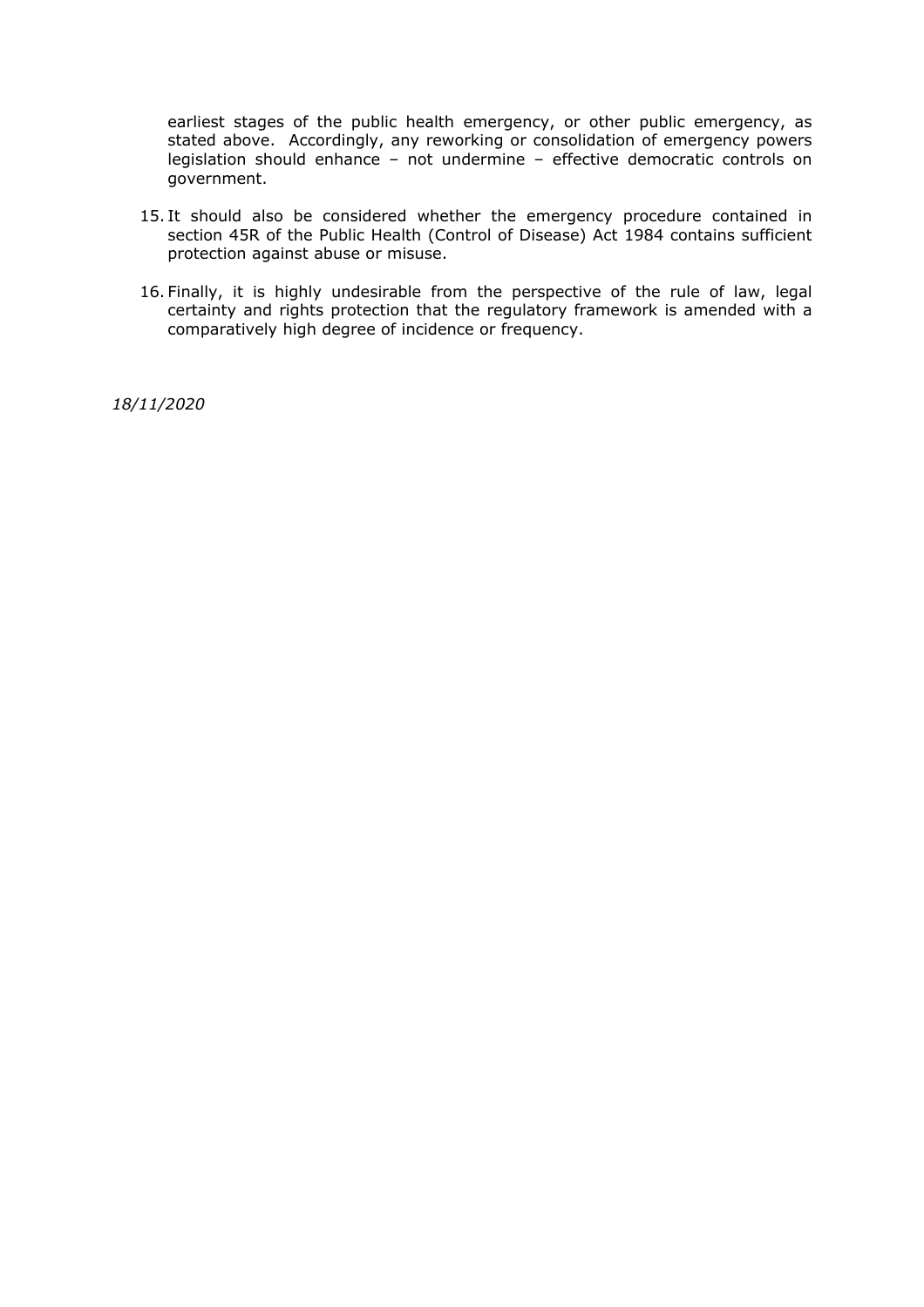earliest stages of the public health emergency, or other public emergency, as stated above. Accordingly, any reworking or consolidation of emergency powers legislation should enhance – not undermine – effective democratic controls on government.

15. It should also be considered whether the emergency procedure contained in section 45R of the Public Health (Control of Disease) Act 1984 contains sufficient protection against abuse or misuse.

16. Finally, it is highly undesirable from the perspective of the rule of law, legal certainty and rights protection that the regulatory framework is amended with a comparatively high degree of incidence or frequency.

*18/11/2020*